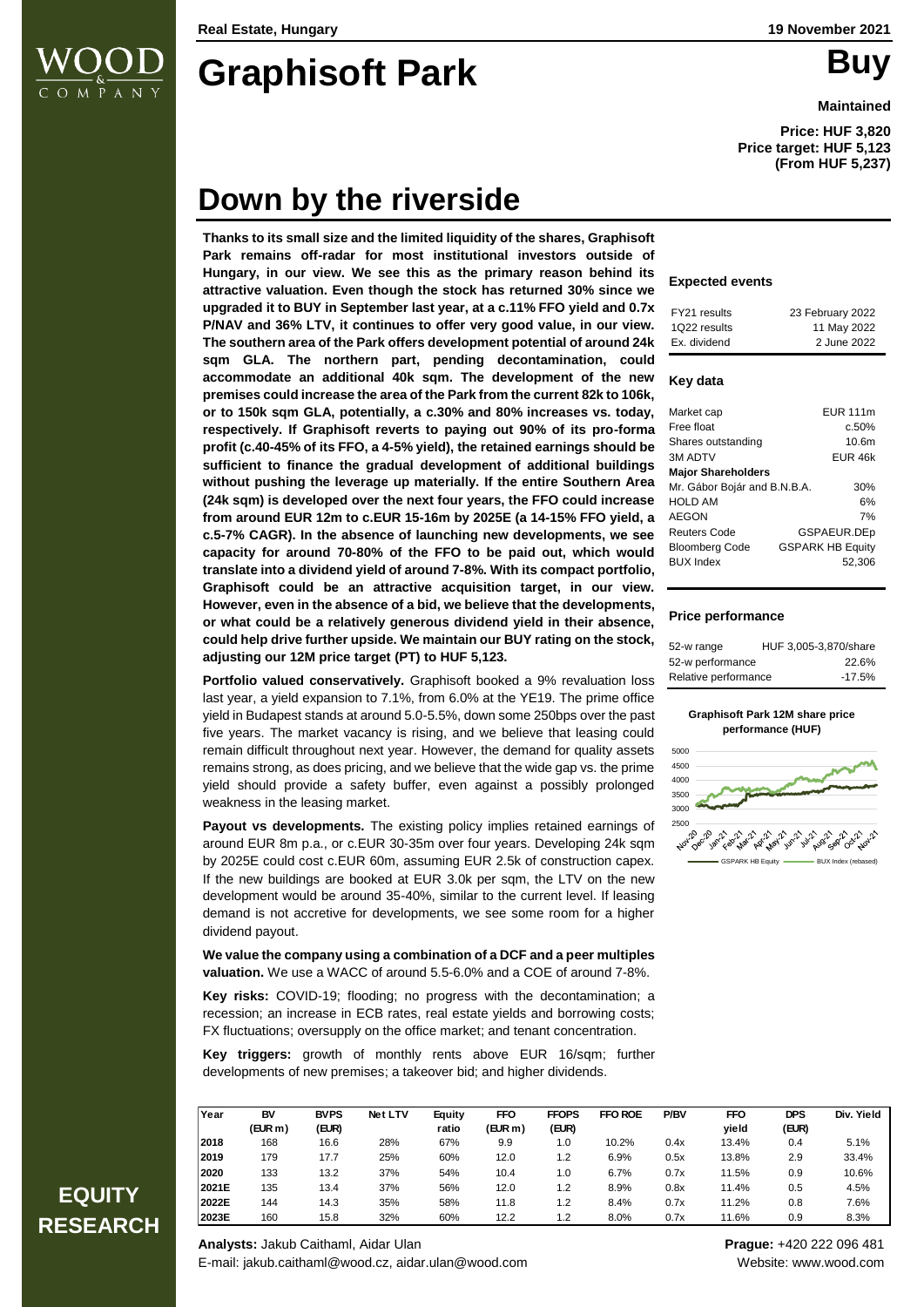Real Estate, Hungary

19 November 2021

# Graphisoft Park

**Buy**

**Maintained**

**Price: HUF 3,820**
**Price target: HUF 5,123**
**(From HUF 5,237)**

# Down by the riverside

**Thanks to its small size and the limited liquidity of the shares, Graphisoft Park remains off-radar for most institutional investors outside of Hungary, in our view. We see this as the primary reason behind its attractive valuation. Even though the stock has returned 30% since we upgraded it to BUY in September last year, at a c.11% FFO yield and 0.7x P/NAV and 36% LTV, it continues to offer very good value, in our view. The southern area of the Park offers development potential of around 24k sqm GLA. The northern part, pending decontamination, could accommodate an additional 40k sqm. The development of the new premises could increase the area of the Park from the current 82k to 106k, or to 150k sqm GLA, potentially, a c.30% and 80% increases vs. today, respectively. If Graphisoft reverts to paying out 90% of its pro-forma profit (c.40-45% of its FFO, a 4-5% yield), the retained earnings should be sufficient to finance the gradual development of additional buildings without pushing the leverage up materially. If the entire Southern Area (24k sqm) is developed over the next four years, the FFO could increase from around EUR 12m to c.EUR 15-16m by 2025E (a 14-15% FFO yield, a c.5-7% CAGR). In the absence of launching new developments, we see capacity for around 70-80% of the FFO to be paid out, which would translate into a dividend yield of around 7-8%. With its compact portfolio, Graphisoft could be an attractive acquisition target, in our view. However, even in the absence of a bid, we believe that the developments, or what could be a relatively generous dividend yield in their absence, could help drive further upside. We maintain our BUY rating on the stock, adjusting our 12M price target (PT) to HUF 5,123.**

**Portfolio valued conservatively.** Graphisoft booked a 9% revaluation loss last year, a yield expansion to 7.1%, from 6.0% at the YE19. The prime office yield in Budapest stands at around 5.0-5.5%, down some 250bps over the past five years. The market vacancy is rising, and we believe that leasing could remain difficult throughout next year. However, the demand for quality assets remains strong, as does pricing, and we believe that the wide gap vs. the prime yield should provide a safety buffer, even against a possibly prolonged weakness in the leasing market.

**Payout vs developments.** The existing policy implies retained earnings of around EUR 8m p.a., or c.EUR 30-35m over four years. Developing 24k sqm by 2025E could cost c.EUR 60m, assuming EUR 2.5k of construction capex. If the new buildings are booked at EUR 3.0k per sqm, the LTV on the new development would be around 35-40%, similar to the current level. If leasing demand is not accretive for developments, we see some room for a higher dividend payout.

**We value the company using a combination of a DCF and a peer multiples valuation.** We use a WACC of around 5.5-6.0% and a COE of around 7-8%.

**Key risks:** COVID-19; flooding; no progress with the decontamination; a recession; an increase in ECB rates, real estate yields and borrowing costs; FX fluctuations; oversupply on the office market; and tenant concentration.

**Key triggers:** growth of monthly rents above EUR 16/sqm; further developments of new premises; a takeover bid; and higher dividends.

### Expected events

| | |
|---|---|
| FY21 results | 23 February 2022 |
| 1Q22 results | 11 May 2022 |
| Ex. dividend | 2 June 2022 |

### Key data

| | |
|---|---|
| Market cap | EUR 111m |
| Free float | c.50% |
| Shares outstanding | 10.6m |
| 3M ADTV | EUR 46k |
| **Major Shareholders** | |
| Mr. Gábor Bojár and B.N.B.A. | 30% |
| HOLD AM | 6% |
| AEGON | 7% |
| Reuters Code | GSPAEUR.DEp |
| Bloomberg Code | GSPARK HB Equity |
| BUX Index | 52,306 |

### Price performance

| | |
|---|---|
| 52-w range | HUF 3,005-3,870/share |
| 52-w performance | 22.6% |
| Relative performance | -17.5% |

**Graphisoft Park 12M share price performance (HUF)**

| Year | BV (EUR m) | BVPS (EUR) | Net LTV | Equity ratio | FFO (EUR m) | FFOPS (EUR) | FFO ROE | P/BV | FFO yield | DPS (EUR) | Div. Yield |
|---|---|---|---|---|---|---|---|---|---|---|---|
| 2018 | 168 | 16.6 | 28% | 67% | 9.9 | 1.0 | 10.2% | 0.4x | 13.4% | 0.4 | 5.1% |
| 2019 | 179 | 17.7 | 25% | 60% | 12.0 | 1.2 | 6.9% | 0.5x | 13.8% | 2.9 | 33.4% |
| 2020 | 133 | 13.2 | 37% | 54% | 10.4 | 1.0 | 6.7% | 0.7x | 11.5% | 0.9 | 10.6% |
| 2021E | 135 | 13.4 | 37% | 56% | 12.0 | 1.2 | 8.9% | 0.8x | 11.4% | 0.5 | 4.5% |
| 2022E | 144 | 14.3 | 35% | 58% | 11.8 | 1.2 | 8.4% | 0.7x | 11.2% | 0.8 | 7.6% |
| 2023E | 160 | 15.8 | 32% | 60% | 12.2 | 1.2 | 8.0% | 0.7x | 11.6% | 0.9 | 8.3% |

**Analysts:** Jakub Caithaml, Aidar Ulan
E-mail: jakub.caithaml@wood.cz, aidar.ulan@wood.com

**Prague:** +420 222 096 481
Website: www.wood.com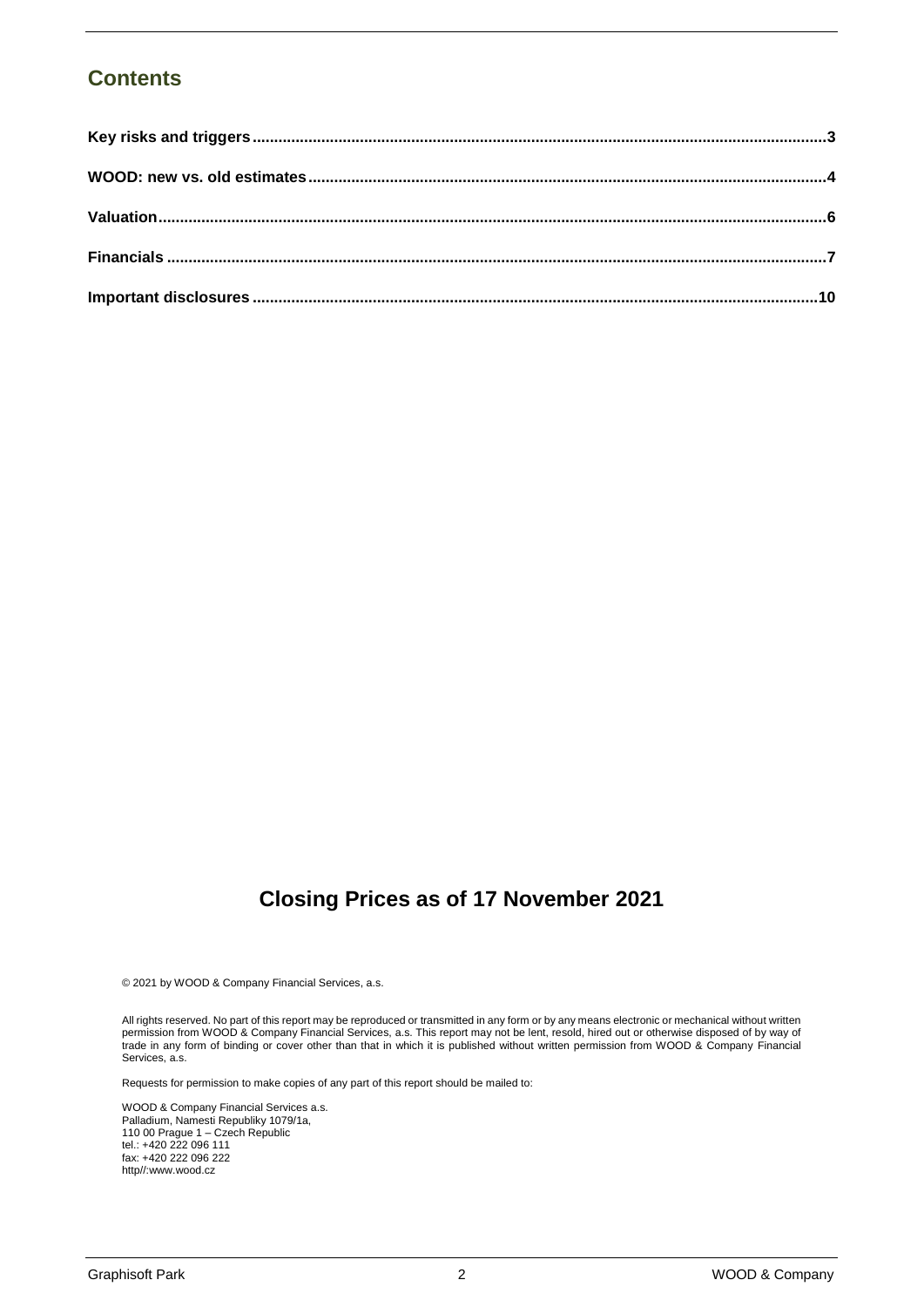## Contents

**Key risks and triggers** .......... **3**

**WOOD: new vs. old estimates** .......... **4**

**Valuation** .......... **6**

**Financials** .......... **7**

**Important disclosures** .......... **10**

## Closing Prices as of 17 November 2021

© 2021 by WOOD & Company Financial Services, a.s.

All rights reserved. No part of this report may be reproduced or transmitted in any form or by any means electronic or mechanical without written permission from WOOD & Company Financial Services, a.s. This report may not be lent, resold, hired out or otherwise disposed of by way of trade in any form of binding or cover other than that in which it is published without written permission from WOOD & Company Financial Services, a.s.

Requests for permission to make copies of any part of this report should be mailed to:

WOOD & Company Financial Services a.s.
Palladium, Namesti Republiky 1079/1a,
110 00 Prague 1 – Czech Republic
tel.: +420 222 096 111
fax: +420 222 096 222
http//:www.wood.cz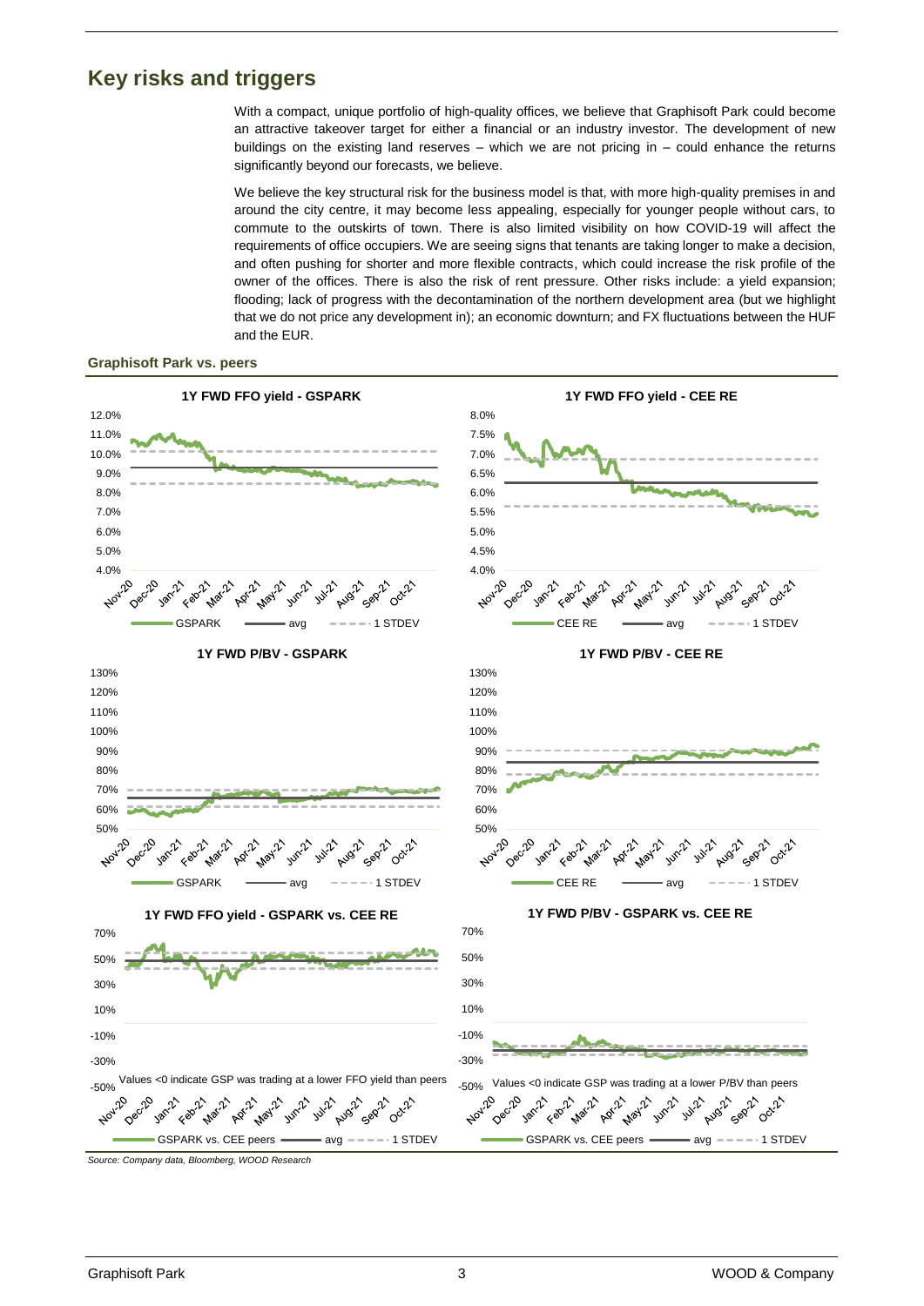## Key risks and triggers

With a compact, unique portfolio of high-quality offices, we believe that Graphisoft Park could become an attractive takeover target for either a financial or an industry investor. The development of new buildings on the existing land reserves – which we are not pricing in – could enhance the returns significantly beyond our forecasts, we believe.

We believe the key structural risk for the business model is that, with more high-quality premises in and around the city centre, it may become less appealing, especially for younger people without cars, to commute to the outskirts of town. There is also limited visibility on how COVID-19 will affect the requirements of office occupiers. We are seeing signs that tenants are taking longer to make a decision, and often pushing for shorter and more flexible contracts, which could increase the risk profile of the owner of the offices. There is also the risk of rent pressure. Other risks include: a yield expansion; flooding; lack of progress with the decontamination of the northern development area (but we highlight that we do not price any development in); an economic downturn; and FX fluctuations between the HUF and the EUR.

**Graphisoft Park vs. peers**

*Source: Company data, Bloomberg, WOOD Research*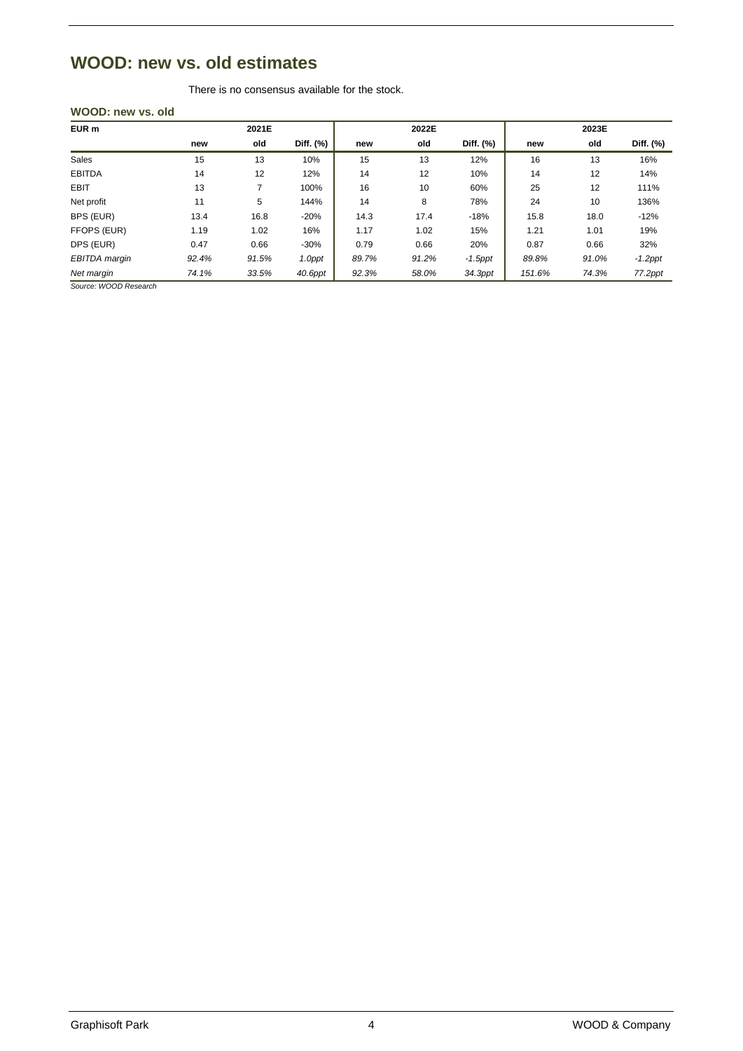# WOOD: new vs. old estimates

There is no consensus available for the stock.

**WOOD: new vs. old**

| EUR m | 2021E | | | 2022E | | | 2023E | | |
|---|---|---|---|---|---|---|---|---|---|
| | **new** | **old** | **Diff. (%)** | **new** | **old** | **Diff. (%)** | **new** | **old** | **Diff. (%)** |
| Sales | 15 | 13 | 10% | 15 | 13 | 12% | 16 | 13 | 16% |
| EBITDA | 14 | 12 | 12% | 14 | 12 | 10% | 14 | 12 | 14% |
| EBIT | 13 | 7 | 100% | 16 | 10 | 60% | 25 | 12 | 111% |
| Net profit | 11 | 5 | 144% | 14 | 8 | 78% | 24 | 10 | 136% |
| BPS (EUR) | 13.4 | 16.8 | -20% | 14.3 | 17.4 | -18% | 15.8 | 18.0 | -12% |
| FFOPS (EUR) | 1.19 | 1.02 | 16% | 1.17 | 1.02 | 15% | 1.21 | 1.01 | 19% |
| DPS (EUR) | 0.47 | 0.66 | -30% | 0.79 | 0.66 | 20% | 0.87 | 0.66 | 32% |
| *EBITDA margin* | *92.4%* | *91.5%* | *1.0ppt* | *89.7%* | *91.2%* | *-1.5ppt* | *89.8%* | *91.0%* | *-1.2ppt* |
| *Net margin* | *74.1%* | *33.5%* | *40.6ppt* | *92.3%* | *58.0%* | *34.3ppt* | *151.6%* | *74.3%* | *77.2ppt* |

*Source: WOOD Research*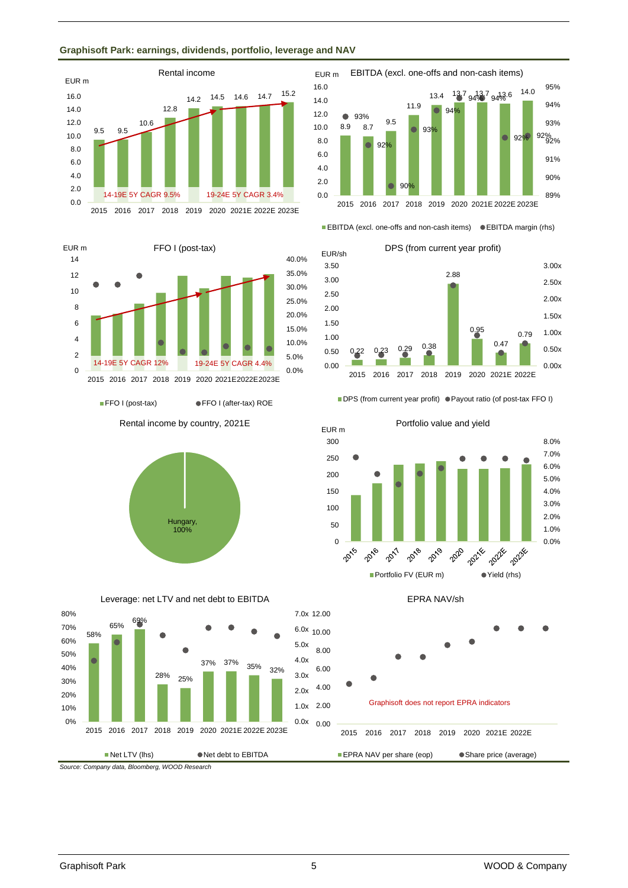**Graphisoft Park: earnings, dividends, portfolio, leverage and NAV**

Rental income

EUR m

| | 2015 | 2016 | 2017 | 2018 | 2019 | 2020 | 2021E | 2022E | 2023E |
|---|---|---|---|---|---|---|---|---|---|
| Rental income | 9.5 | 9.5 | 10.6 | 12.8 | 14.2 | 14.5 | 14.6 | 14.7 | 15.2 |

14-19E 5Y CAGR 9.5%
19-24E 5Y CAGR 3.4%

EBITDA (excl. one-offs and non-cash items)

EUR m

| | 2015 | 2016 | 2017 | 2018 | 2019 | 2020 | 2021E | 2022E | 2023E |
|---|---|---|---|---|---|---|---|---|---|
| EBITDA (excl. one-offs and non-cash items) | 8.9 | 8.7 | 9.5 | 11.9 | 13.4 | 13.7 | 13.7 | 13.6 | 14.0 |
| EBITDA margin (rhs) | 93% | 92% | 90% | 93% | 94% | 94% | 94% | 92% | 92% |

FFO I (post-tax)

EUR m

14-19E 5Y CAGR 12%
19-24E 5Y CAGR 4.4%

■ FFO I (post-tax) ● FFO I (after-tax) ROE

DPS (from current year profit)

EUR/sh

| | 2015 | 2016 | 2017 | 2018 | 2019 | 2020 | 2021E | 2022E |
|---|---|---|---|---|---|---|---|---|
| DPS (from current year profit) | 0.22 | 0.23 | 0.29 | 0.38 | 2.88 | 0.95 | 0.47 | 0.79 |

■ DPS (from current year profit) ● Payout ratio (of post-tax FFO I)

Rental income by country, 2021E

Hungary, 100%

Portfolio value and yield

EUR m

■ Portfolio FV (EUR m) ● Yield (rhs)

Leverage: net LTV and net debt to EBITDA

| | 2015 | 2016 | 2017 | 2018 | 2019 | 2020 | 2021E | 2022E | 2023E |
|---|---|---|---|---|---|---|---|---|---|
| Net LTV (lhs) | 58% | 65% | 69% | 28% | 25% | 37% | 37% | 35% | 32% |

■ Net LTV (lhs) ● Net debt to EBITDA

EPRA NAV/sh

Graphisoft does not report EPRA indicators

■ EPRA NAV per share (eop) ● Share price (average)

*Source: Company data, Bloomberg, WOOD Research*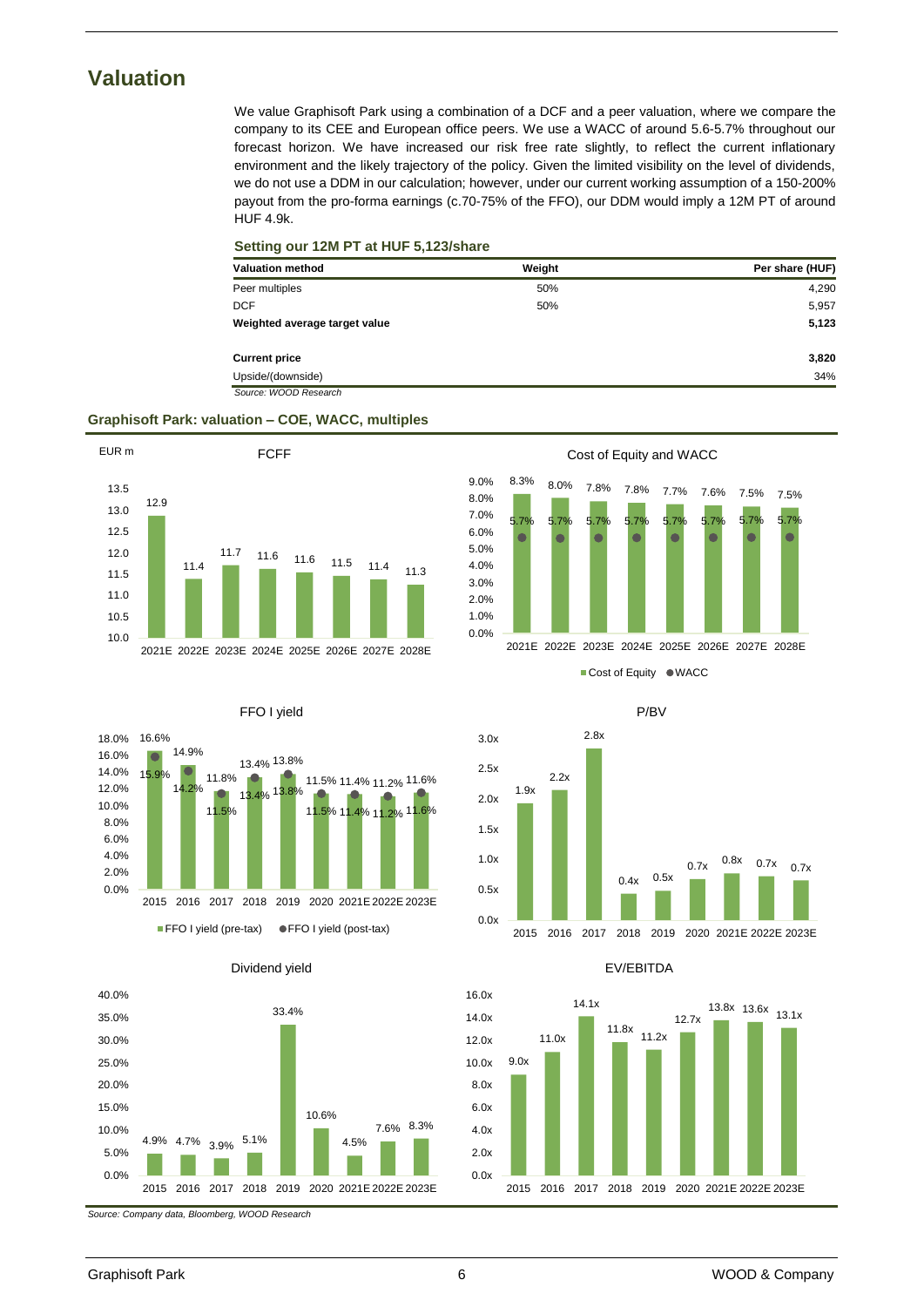# Valuation

We value Graphisoft Park using a combination of a DCF and a peer valuation, where we compare the company to its CEE and European office peers. We use a WACC of around 5.6-5.7% throughout our forecast horizon. We have increased our risk free rate slightly, to reflect the current inflationary environment and the likely trajectory of the policy. Given the limited visibility on the level of dividends, we do not use a DDM in our calculation; however, under our current working assumption of a 150-200% payout from the pro-forma earnings (c.70-75% of the FFO), our DDM would imply a 12M PT of around HUF 4.9k.

**Setting our 12M PT at HUF 5,123/share**

| Valuation method | Weight | Per share (HUF) |
|---|---|---|
| Peer multiples | 50% | 4,290 |
| DCF | 50% | 5,957 |
| **Weighted average target value** | | **5,123** |
| | | |
| **Current price** | | **3,820** |
| Upside/(downside) | | 34% |

*Source: WOOD Research*

**Graphisoft Park: valuation – COE, WACC, multiples**

**FCFF** (EUR m)

| | 2021E | 2022E | 2023E | 2024E | 2025E | 2026E | 2027E | 2028E |
|---|---|---|---|---|---|---|---|---|
| FCFF | 12.9 | 11.4 | 11.7 | 11.6 | 11.6 | 11.5 | 11.4 | 11.3 |

**Cost of Equity and WACC**

| | 2021E | 2022E | 2023E | 2024E | 2025E | 2026E | 2027E | 2028E |
|---|---|---|---|---|---|---|---|---|
| Cost of Equity | 8.3% | 8.0% | 7.8% | 7.8% | 7.7% | 7.6% | 7.5% | 7.5% |
| WACC | 5.7% | 5.7% | 5.7% | 5.7% | 5.7% | 5.7% | 5.7% | 5.7% |

**FFO I yield**

| | 2015 | 2016 | 2017 | 2018 | 2019 | 2020 | 2021E | 2022E | 2023E |
|---|---|---|---|---|---|---|---|---|---|
| FFO I yield (pre-tax) | 16.6% | 14.9% | 11.8% | 13.4% | 13.8% | 11.5% | 11.4% | 11.2% | 11.6% |
| FFO I yield (post-tax) | 15.9% | 14.2% | 11.5% | 13.4% | 13.8% | 11.5% | 11.4% | 11.2% | 11.6% |

**P/BV**

| | 2015 | 2016 | 2017 | 2018 | 2019 | 2020 | 2021E | 2022E | 2023E |
|---|---|---|---|---|---|---|---|---|---|
| P/BV | 1.9x | 2.2x | 2.8x | 0.4x | 0.5x | 0.7x | 0.8x | 0.7x | 0.7x |

**Dividend yield**

| | 2015 | 2016 | 2017 | 2018 | 2019 | 2020 | 2021E | 2022E | 2023E |
|---|---|---|---|---|---|---|---|---|---|
| Dividend yield | 4.9% | 4.7% | 3.9% | 5.1% | 33.4% | 10.6% | 4.5% | 7.6% | 8.3% |

**EV/EBITDA**

| | 2015 | 2016 | 2017 | 2018 | 2019 | 2020 | 2021E | 2022E | 2023E |
|---|---|---|---|---|---|---|---|---|---|
| EV/EBITDA | 9.0x | 11.0x | 14.1x | 11.8x | 11.2x | 12.7x | 13.8x | 13.6x | 13.1x |

*Source: Company data, Bloomberg, WOOD Research*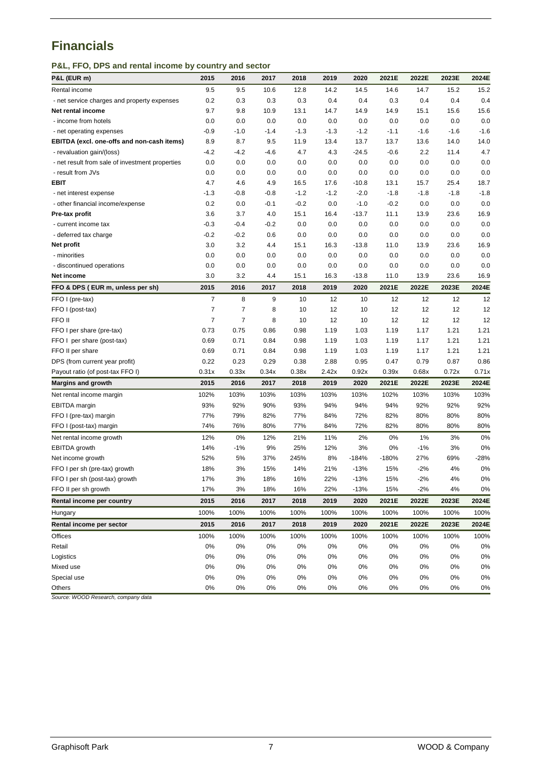# Financials

### P&L, FFO, DPS and rental income by country and sector

| P&L (EUR m) | 2015 | 2016 | 2017 | 2018 | 2019 | 2020 | 2021E | 2022E | 2023E | 2024E |
|---|---|---|---|---|---|---|---|---|---|---|
| Rental income | 9.5 | 9.5 | 10.6 | 12.8 | 14.2 | 14.5 | 14.6 | 14.7 | 15.2 | 15.2 |
| - net service charges and property expenses | 0.2 | 0.3 | 0.3 | 0.3 | 0.4 | 0.4 | 0.3 | 0.4 | 0.4 | 0.4 |
| **Net rental income** | 9.7 | 9.8 | 10.9 | 13.1 | 14.7 | 14.9 | 14.9 | 15.1 | 15.6 | 15.6 |
| - income from hotels | 0.0 | 0.0 | 0.0 | 0.0 | 0.0 | 0.0 | 0.0 | 0.0 | 0.0 | 0.0 |
| - net operating expenses | -0.9 | -1.0 | -1.4 | -1.3 | -1.3 | -1.2 | -1.1 | -1.6 | -1.6 | -1.6 |
| **EBITDA (excl. one-offs and non-cash items)** | 8.9 | 8.7 | 9.5 | 11.9 | 13.4 | 13.7 | 13.7 | 13.6 | 14.0 | 14.0 |
| - revaluation gain/(loss) | -4.2 | -4.2 | -4.6 | 4.7 | 4.3 | -24.5 | -0.6 | 2.2 | 11.4 | 4.7 |
| - net result from sale of investment properties | 0.0 | 0.0 | 0.0 | 0.0 | 0.0 | 0.0 | 0.0 | 0.0 | 0.0 | 0.0 |
| - result from JVs | 0.0 | 0.0 | 0.0 | 0.0 | 0.0 | 0.0 | 0.0 | 0.0 | 0.0 | 0.0 |
| **EBIT** | 4.7 | 4.6 | 4.9 | 16.5 | 17.6 | -10.8 | 13.1 | 15.7 | 25.4 | 18.7 |
| - net interest expense | -1.3 | -0.8 | -0.8 | -1.2 | -1.2 | -2.0 | -1.8 | -1.8 | -1.8 | -1.8 |
| - other financial income/expense | 0.2 | 0.0 | -0.1 | -0.2 | 0.0 | -1.0 | -0.2 | 0.0 | 0.0 | 0.0 |
| **Pre-tax profit** | 3.6 | 3.7 | 4.0 | 15.1 | 16.4 | -13.7 | 11.1 | 13.9 | 23.6 | 16.9 |
| - current income tax | -0.3 | -0.4 | -0.2 | 0.0 | 0.0 | 0.0 | 0.0 | 0.0 | 0.0 | 0.0 |
| - deferred tax charge | -0.2 | -0.2 | 0.6 | 0.0 | 0.0 | 0.0 | 0.0 | 0.0 | 0.0 | 0.0 |
| **Net profit** | 3.0 | 3.2 | 4.4 | 15.1 | 16.3 | -13.8 | 11.0 | 13.9 | 23.6 | 16.9 |
| - minorities | 0.0 | 0.0 | 0.0 | 0.0 | 0.0 | 0.0 | 0.0 | 0.0 | 0.0 | 0.0 |
| - discontinued operations | 0.0 | 0.0 | 0.0 | 0.0 | 0.0 | 0.0 | 0.0 | 0.0 | 0.0 | 0.0 |
| **Net income** | 3.0 | 3.2 | 4.4 | 15.1 | 16.3 | -13.8 | 11.0 | 13.9 | 23.6 | 16.9 |
| **FFO & DPS ( EUR m, unless per sh)** | **2015** | **2016** | **2017** | **2018** | **2019** | **2020** | **2021E** | **2022E** | **2023E** | **2024E** |
| FFO I (pre-tax) | 7 | 8 | 9 | 10 | 12 | 10 | 12 | 12 | 12 | 12 |
| FFO I (post-tax) | 7 | 7 | 8 | 10 | 12 | 10 | 12 | 12 | 12 | 12 |
| FFO II | 7 | 7 | 8 | 10 | 12 | 10 | 12 | 12 | 12 | 12 |
| FFO I per share (pre-tax) | 0.73 | 0.75 | 0.86 | 0.98 | 1.19 | 1.03 | 1.19 | 1.17 | 1.21 | 1.21 |
| FFO I per share (post-tax) | 0.69 | 0.71 | 0.84 | 0.98 | 1.19 | 1.03 | 1.19 | 1.17 | 1.21 | 1.21 |
| FFO II per share | 0.69 | 0.71 | 0.84 | 0.98 | 1.19 | 1.03 | 1.19 | 1.17 | 1.21 | 1.21 |
| DPS (from current year profit) | 0.22 | 0.23 | 0.29 | 0.38 | 2.88 | 0.95 | 0.47 | 0.79 | 0.87 | 0.86 |
| Payout ratio (of post-tax FFO I) | 0.31x | 0.33x | 0.34x | 0.38x | 2.42x | 0.92x | 0.39x | 0.68x | 0.72x | 0.71x |
| **Margins and growth** | **2015** | **2016** | **2017** | **2018** | **2019** | **2020** | **2021E** | **2022E** | **2023E** | **2024E** |
| Net rental income margin | 102% | 103% | 103% | 103% | 103% | 103% | 102% | 103% | 103% | 103% |
| EBITDA margin | 93% | 92% | 90% | 93% | 94% | 94% | 94% | 92% | 92% | 92% |
| FFO I (pre-tax) margin | 77% | 79% | 82% | 77% | 84% | 72% | 82% | 80% | 80% | 80% |
| FFO I (post-tax) margin | 74% | 76% | 80% | 77% | 84% | 72% | 82% | 80% | 80% | 80% |
| Net rental income growth | 12% | 0% | 12% | 21% | 11% | 2% | 0% | 1% | 3% | 0% |
| EBITDA growth | 14% | -1% | 9% | 25% | 12% | 3% | 0% | -1% | 3% | 0% |
| Net income growth | 52% | 5% | 37% | 245% | 8% | -184% | -180% | 27% | 69% | -28% |
| FFO I per sh (pre-tax) growth | 18% | 3% | 15% | 14% | 21% | -13% | 15% | -2% | 4% | 0% |
| FFO I per sh (post-tax) growth | 17% | 3% | 18% | 16% | 22% | -13% | 15% | -2% | 4% | 0% |
| FFO II per sh growth | 17% | 3% | 18% | 16% | 22% | -13% | 15% | -2% | 4% | 0% |
| **Rental income per country** | **2015** | **2016** | **2017** | **2018** | **2019** | **2020** | **2021E** | **2022E** | **2023E** | **2024E** |
| Hungary | 100% | 100% | 100% | 100% | 100% | 100% | 100% | 100% | 100% | 100% |
| **Rental income per sector** | **2015** | **2016** | **2017** | **2018** | **2019** | **2020** | **2021E** | **2022E** | **2023E** | **2024E** |
| Offices | 100% | 100% | 100% | 100% | 100% | 100% | 100% | 100% | 100% | 100% |
| Retail | 0% | 0% | 0% | 0% | 0% | 0% | 0% | 0% | 0% | 0% |
| Logistics | 0% | 0% | 0% | 0% | 0% | 0% | 0% | 0% | 0% | 0% |
| Mixed use | 0% | 0% | 0% | 0% | 0% | 0% | 0% | 0% | 0% | 0% |
| Special use | 0% | 0% | 0% | 0% | 0% | 0% | 0% | 0% | 0% | 0% |
| Others | 0% | 0% | 0% | 0% | 0% | 0% | 0% | 0% | 0% | 0% |

*Source: WOOD Research, company data*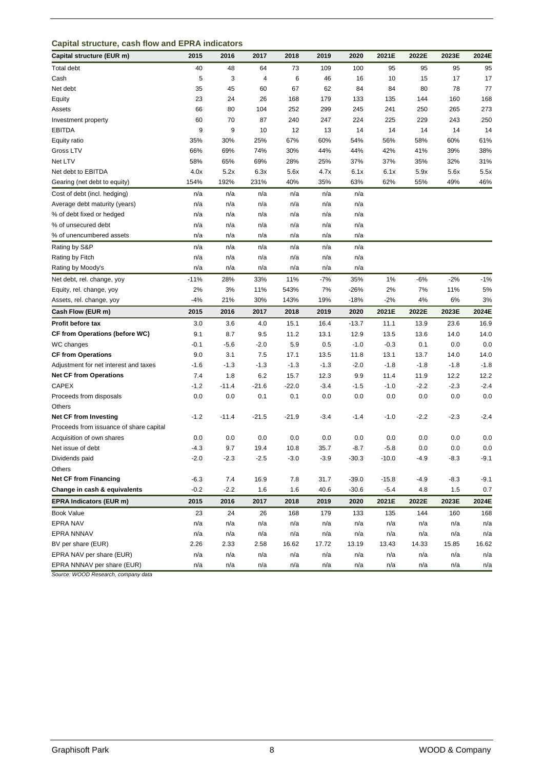### Capital structure, cash flow and EPRA indicators

| Capital structure (EUR m) | 2015 | 2016 | 2017 | 2018 | 2019 | 2020 | 2021E | 2022E | 2023E | 2024E |
|---|---|---|---|---|---|---|---|---|---|---|
| Total debt | 40 | 48 | 64 | 73 | 109 | 100 | 95 | 95 | 95 | 95 |
| Cash | 5 | 3 | 4 | 6 | 46 | 16 | 10 | 15 | 17 | 17 |
| Net debt | 35 | 45 | 60 | 67 | 62 | 84 | 84 | 80 | 78 | 77 |
| Equity | 23 | 24 | 26 | 168 | 179 | 133 | 135 | 144 | 160 | 168 |
| Assets | 66 | 80 | 104 | 252 | 299 | 245 | 241 | 250 | 265 | 273 |
| Investment property | 60 | 70 | 87 | 240 | 247 | 224 | 225 | 229 | 243 | 250 |
| EBITDA | 9 | 9 | 10 | 12 | 13 | 14 | 14 | 14 | 14 | 14 |
| Equity ratio | 35% | 30% | 25% | 67% | 60% | 54% | 56% | 58% | 60% | 61% |
| Gross LTV | 66% | 69% | 74% | 30% | 44% | 44% | 42% | 41% | 39% | 38% |
| Net LTV | 58% | 65% | 69% | 28% | 25% | 37% | 37% | 35% | 32% | 31% |
| Net debt to EBITDA | 4.0x | 5.2x | 6.3x | 5.6x | 4.7x | 6.1x | 6.1x | 5.9x | 5.6x | 5.5x |
| Gearing (net debt to equity) | 154% | 192% | 231% | 40% | 35% | 63% | 62% | 55% | 49% | 46% |
| Cost of debt (incl. hedging) | n/a | n/a | n/a | n/a | n/a | n/a | | | | |
| Average debt maturity (years) | n/a | n/a | n/a | n/a | n/a | n/a | | | | |
| % of debt fixed or hedged | n/a | n/a | n/a | n/a | n/a | n/a | | | | |
| % of unsecured debt | n/a | n/a | n/a | n/a | n/a | n/a | | | | |
| % of unencumbered assets | n/a | n/a | n/a | n/a | n/a | n/a | | | | |
| Rating by S&P | n/a | n/a | n/a | n/a | n/a | n/a | | | | |
| Rating by Fitch | n/a | n/a | n/a | n/a | n/a | n/a | | | | |
| Rating by Moody's | n/a | n/a | n/a | n/a | n/a | n/a | | | | |
| Net debt, rel. change, yoy | -11% | 28% | 33% | 11% | -7% | 35% | 1% | -6% | -2% | -1% |
| Equity, rel. change, yoy | 2% | 3% | 11% | 543% | 7% | -26% | 2% | 7% | 11% | 5% |
| Assets, rel. change, yoy | -4% | 21% | 30% | 143% | 19% | -18% | -2% | 4% | 6% | 3% |

| Cash Flow (EUR m) | 2015 | 2016 | 2017 | 2018 | 2019 | 2020 | 2021E | 2022E | 2023E | 2024E |
|---|---|---|---|---|---|---|---|---|---|---|
| **Profit before tax** | 3.0 | 3.6 | 4.0 | 15.1 | 16.4 | -13.7 | 11.1 | 13.9 | 23.6 | 16.9 |
| **CF from Operations (before WC)** | 9.1 | 8.7 | 9.5 | 11.2 | 13.1 | 12.9 | 13.5 | 13.6 | 14.0 | 14.0 |
| WC changes | -0.1 | -5.6 | -2.0 | 5.9 | 0.5 | -1.0 | -0.3 | 0.1 | 0.0 | 0.0 |
| **CF from Operations** | 9.0 | 3.1 | 7.5 | 17.1 | 13.5 | 11.8 | 13.1 | 13.7 | 14.0 | 14.0 |
| Adjustment for net interest and taxes | -1.6 | -1.3 | -1.3 | -1.3 | -1.3 | -2.0 | -1.8 | -1.8 | -1.8 | -1.8 |
| **Net CF from Operations** | 7.4 | 1.8 | 6.2 | 15.7 | 12.3 | 9.9 | 11.4 | 11.9 | 12.2 | 12.2 |
| CAPEX | -1.2 | -11.4 | -21.6 | -22.0 | -3.4 | -1.5 | -1.0 | -2.2 | -2.3 | -2.4 |
| Proceeds from disposals | 0.0 | 0.0 | 0.1 | 0.1 | 0.0 | 0.0 | 0.0 | 0.0 | 0.0 | 0.0 |
| Others | | | | | | | | | | |
| **Net CF from Investing** | -1.2 | -11.4 | -21.5 | -21.9 | -3.4 | -1.4 | -1.0 | -2.2 | -2.3 | -2.4 |
| Proceeds from issuance of share capital | | | | | | | | | | |
| Acquisition of own shares | 0.0 | 0.0 | 0.0 | 0.0 | 0.0 | 0.0 | 0.0 | 0.0 | 0.0 | 0.0 |
| Net issue of debt | -4.3 | 9.7 | 19.4 | 10.8 | 35.7 | -8.7 | -5.8 | 0.0 | 0.0 | 0.0 |
| Dividends paid | -2.0 | -2.3 | -2.5 | -3.0 | -3.9 | -30.3 | -10.0 | -4.9 | -8.3 | -9.1 |
| Others | | | | | | | | | | |
| **Net CF from Financing** | -6.3 | 7.4 | 16.9 | 7.8 | 31.7 | -39.0 | -15.8 | -4.9 | -8.3 | -9.1 |
| **Change in cash & equivalents** | -0.2 | -2.2 | 1.6 | 1.6 | 40.6 | -30.6 | -5.4 | 4.8 | 1.5 | 0.7 |

| EPRA Indicators (EUR m) | 2015 | 2016 | 2017 | 2018 | 2019 | 2020 | 2021E | 2022E | 2023E | 2024E |
|---|---|---|---|---|---|---|---|---|---|---|
| Book Value | 23 | 24 | 26 | 168 | 179 | 133 | 135 | 144 | 160 | 168 |
| EPRA NAV | n/a | n/a | n/a | n/a | n/a | n/a | n/a | n/a | n/a | n/a |
| EPRA NNNAV | n/a | n/a | n/a | n/a | n/a | n/a | n/a | n/a | n/a | n/a |
| BV per share (EUR) | 2.26 | 2.33 | 2.58 | 16.62 | 17.72 | 13.19 | 13.43 | 14.33 | 15.85 | 16.62 |
| EPRA NAV per share (EUR) | n/a | n/a | n/a | n/a | n/a | n/a | n/a | n/a | n/a | n/a |
| EPRA NNNAV per share (EUR) | n/a | n/a | n/a | n/a | n/a | n/a | n/a | n/a | n/a | n/a |

*Source: WOOD Research, company data*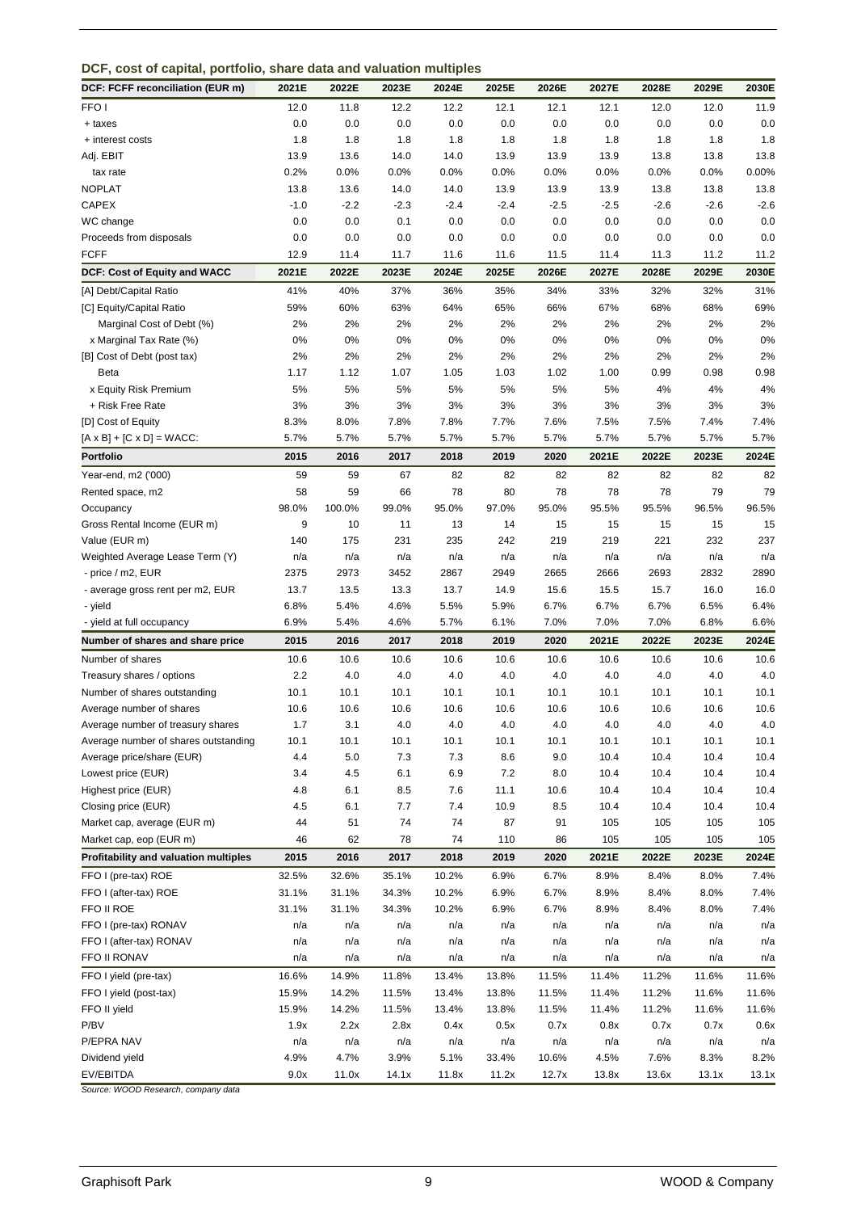## DCF, cost of capital, portfolio, share data and valuation multiples

| DCF: FCFF reconciliation (EUR m) | 2021E | 2022E | 2023E | 2024E | 2025E | 2026E | 2027E | 2028E | 2029E | 2030E |
|---|---|---|---|---|---|---|---|---|---|---|
| FFO I | 12.0 | 11.8 | 12.2 | 12.2 | 12.1 | 12.1 | 12.1 | 12.0 | 12.0 | 11.9 |
| + taxes | 0.0 | 0.0 | 0.0 | 0.0 | 0.0 | 0.0 | 0.0 | 0.0 | 0.0 | 0.0 |
| + interest costs | 1.8 | 1.8 | 1.8 | 1.8 | 1.8 | 1.8 | 1.8 | 1.8 | 1.8 | 1.8 |
| Adj. EBIT | 13.9 | 13.6 | 14.0 | 14.0 | 13.9 | 13.9 | 13.9 | 13.8 | 13.8 | 13.8 |
| tax rate | 0.2% | 0.0% | 0.0% | 0.0% | 0.0% | 0.0% | 0.0% | 0.0% | 0.0% | 0.00% |
| NOPLAT | 13.8 | 13.6 | 14.0 | 14.0 | 13.9 | 13.9 | 13.9 | 13.8 | 13.8 | 13.8 |
| CAPEX | -1.0 | -2.2 | -2.3 | -2.4 | -2.4 | -2.5 | -2.5 | -2.6 | -2.6 | -2.6 |
| WC change | 0.0 | 0.0 | 0.1 | 0.0 | 0.0 | 0.0 | 0.0 | 0.0 | 0.0 | 0.0 |
| Proceeds from disposals | 0.0 | 0.0 | 0.0 | 0.0 | 0.0 | 0.0 | 0.0 | 0.0 | 0.0 | 0.0 |
| FCFF | 12.9 | 11.4 | 11.7 | 11.6 | 11.6 | 11.5 | 11.4 | 11.3 | 11.2 | 11.2 |
| **DCF: Cost of Equity and WACC** | **2021E** | **2022E** | **2023E** | **2024E** | **2025E** | **2026E** | **2027E** | **2028E** | **2029E** | **2030E** |
| [A] Debt/Capital Ratio | 41% | 40% | 37% | 36% | 35% | 34% | 33% | 32% | 32% | 31% |
| [C] Equity/Capital Ratio | 59% | 60% | 63% | 64% | 65% | 66% | 67% | 68% | 68% | 69% |
| Marginal Cost of Debt (%) | 2% | 2% | 2% | 2% | 2% | 2% | 2% | 2% | 2% | 2% |
| x Marginal Tax Rate (%) | 0% | 0% | 0% | 0% | 0% | 0% | 0% | 0% | 0% | 0% |
| [B] Cost of Debt (post tax) | 2% | 2% | 2% | 2% | 2% | 2% | 2% | 2% | 2% | 2% |
| Beta | 1.17 | 1.12 | 1.07 | 1.05 | 1.03 | 1.02 | 1.00 | 0.99 | 0.98 | 0.98 |
| x Equity Risk Premium | 5% | 5% | 5% | 5% | 5% | 5% | 5% | 4% | 4% | 4% |
| + Risk Free Rate | 3% | 3% | 3% | 3% | 3% | 3% | 3% | 3% | 3% | 3% |
| [D] Cost of Equity | 8.3% | 8.0% | 7.8% | 7.8% | 7.7% | 7.6% | 7.5% | 7.5% | 7.4% | 7.4% |
| [A x B] + [C x D] = WACC: | 5.7% | 5.7% | 5.7% | 5.7% | 5.7% | 5.7% | 5.7% | 5.7% | 5.7% | 5.7% |

| Portfolio | 2015 | 2016 | 2017 | 2018 | 2019 | 2020 | 2021E | 2022E | 2023E | 2024E |
|---|---|---|---|---|---|---|---|---|---|---|
| Year-end, m2 ('000) | 59 | 59 | 67 | 82 | 82 | 82 | 82 | 82 | 82 | 82 |
| Rented space, m2 | 58 | 59 | 66 | 78 | 80 | 78 | 78 | 78 | 79 | 79 |
| Occupancy | 98.0% | 100.0% | 99.0% | 95.0% | 97.0% | 95.0% | 95.5% | 95.5% | 96.5% | 96.5% |
| Gross Rental Income (EUR m) | 9 | 10 | 11 | 13 | 14 | 15 | 15 | 15 | 15 | 15 |
| Value (EUR m) | 140 | 175 | 231 | 235 | 242 | 219 | 219 | 221 | 232 | 237 |
| Weighted Average Lease Term (Y) | n/a | n/a | n/a | n/a | n/a | n/a | n/a | n/a | n/a | n/a |
| - price / m2, EUR | 2375 | 2973 | 3452 | 2867 | 2949 | 2665 | 2666 | 2693 | 2832 | 2890 |
| - average gross rent per m2, EUR | 13.7 | 13.5 | 13.3 | 13.7 | 14.9 | 15.6 | 15.5 | 15.7 | 16.0 | 16.0 |
| - yield | 6.8% | 5.4% | 4.6% | 5.5% | 5.9% | 6.7% | 6.7% | 6.7% | 6.5% | 6.4% |
| - yield at full occupancy | 6.9% | 5.4% | 4.6% | 5.7% | 6.1% | 7.0% | 7.0% | 7.0% | 6.8% | 6.6% |
| **Number of shares and share price** | **2015** | **2016** | **2017** | **2018** | **2019** | **2020** | **2021E** | **2022E** | **2023E** | **2024E** |
| Number of shares | 10.6 | 10.6 | 10.6 | 10.6 | 10.6 | 10.6 | 10.6 | 10.6 | 10.6 | 10.6 |
| Treasury shares / options | 2.2 | 4.0 | 4.0 | 4.0 | 4.0 | 4.0 | 4.0 | 4.0 | 4.0 | 4.0 |
| Number of shares outstanding | 10.1 | 10.1 | 10.1 | 10.1 | 10.1 | 10.1 | 10.1 | 10.1 | 10.1 | 10.1 |
| Average number of shares | 10.6 | 10.6 | 10.6 | 10.6 | 10.6 | 10.6 | 10.6 | 10.6 | 10.6 | 10.6 |
| Average number of treasury shares | 1.7 | 3.1 | 4.0 | 4.0 | 4.0 | 4.0 | 4.0 | 4.0 | 4.0 | 4.0 |
| Average number of shares outstanding | 10.1 | 10.1 | 10.1 | 10.1 | 10.1 | 10.1 | 10.1 | 10.1 | 10.1 | 10.1 |
| Average price/share (EUR) | 4.4 | 5.0 | 7.3 | 7.3 | 8.6 | 9.0 | 10.4 | 10.4 | 10.4 | 10.4 |
| Lowest price (EUR) | 3.4 | 4.5 | 6.1 | 6.9 | 7.2 | 8.0 | 10.4 | 10.4 | 10.4 | 10.4 |
| Highest price (EUR) | 4.8 | 6.1 | 8.5 | 7.6 | 11.1 | 10.6 | 10.4 | 10.4 | 10.4 | 10.4 |
| Closing price (EUR) | 4.5 | 6.1 | 7.7 | 7.4 | 10.9 | 8.5 | 10.4 | 10.4 | 10.4 | 10.4 |
| Market cap, average (EUR m) | 44 | 51 | 74 | 74 | 87 | 91 | 105 | 105 | 105 | 105 |
| Market cap, eop (EUR m) | 46 | 62 | 78 | 74 | 110 | 86 | 105 | 105 | 105 | 105 |
| **Profitability and valuation multiples** | **2015** | **2016** | **2017** | **2018** | **2019** | **2020** | **2021E** | **2022E** | **2023E** | **2024E** |
| FFO I (pre-tax) ROE | 32.5% | 32.6% | 35.1% | 10.2% | 6.9% | 6.7% | 8.9% | 8.4% | 8.0% | 7.4% |
| FFO I (after-tax) ROE | 31.1% | 31.1% | 34.3% | 10.2% | 6.9% | 6.7% | 8.9% | 8.4% | 8.0% | 7.4% |
| FFO II ROE | 31.1% | 31.1% | 34.3% | 10.2% | 6.9% | 6.7% | 8.9% | 8.4% | 8.0% | 7.4% |
| FFO I (pre-tax) RONAV | n/a | n/a | n/a | n/a | n/a | n/a | n/a | n/a | n/a | n/a |
| FFO I (after-tax) RONAV | n/a | n/a | n/a | n/a | n/a | n/a | n/a | n/a | n/a | n/a |
| FFO II RONAV | n/a | n/a | n/a | n/a | n/a | n/a | n/a | n/a | n/a | n/a |
| FFO I yield (pre-tax) | 16.6% | 14.9% | 11.8% | 13.4% | 13.8% | 11.5% | 11.4% | 11.2% | 11.6% | 11.6% |
| FFO I yield (post-tax) | 15.9% | 14.2% | 11.5% | 13.4% | 13.8% | 11.5% | 11.4% | 11.2% | 11.6% | 11.6% |
| FFO II yield | 15.9% | 14.2% | 11.5% | 13.4% | 13.8% | 11.5% | 11.4% | 11.2% | 11.6% | 11.6% |
| P/BV | 1.9x | 2.2x | 2.8x | 0.4x | 0.5x | 0.7x | 0.8x | 0.7x | 0.7x | 0.6x |
| P/EPRA NAV | n/a | n/a | n/a | n/a | n/a | n/a | n/a | n/a | n/a | n/a |
| Dividend yield | 4.9% | 4.7% | 3.9% | 5.1% | 33.4% | 10.6% | 4.5% | 7.6% | 8.3% | 8.2% |
| EV/EBITDA | 9.0x | 11.0x | 14.1x | 11.8x | 11.2x | 12.7x | 13.8x | 13.6x | 13.1x | 13.1x |

*Source: WOOD Research, company data*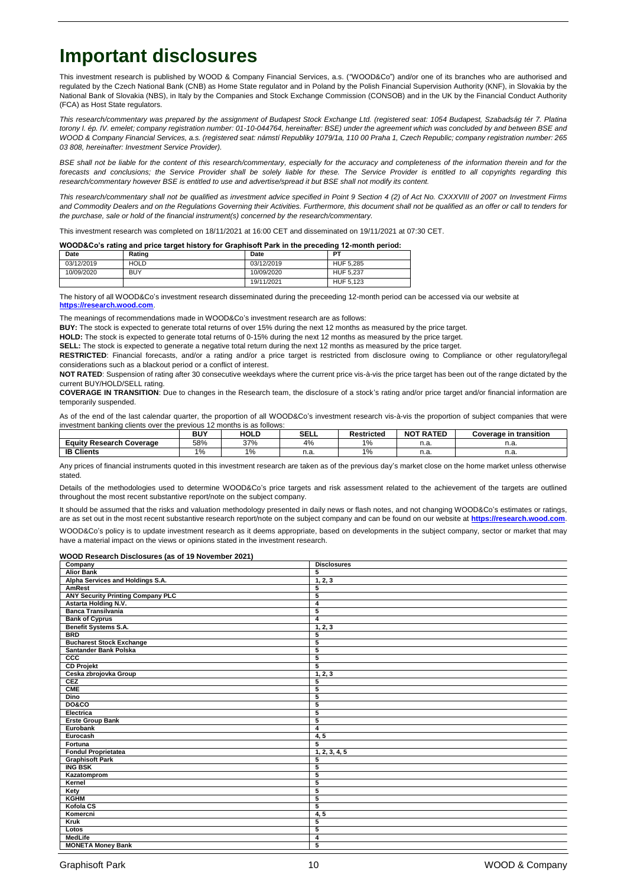# Important disclosures

This investment research is published by WOOD & Company Financial Services, a.s. ("WOOD&Co") and/or one of its branches who are authorised and regulated by the Czech National Bank (CNB) as Home State regulator and in Poland by the Polish Financial Supervision Authority (KNF), in Slovakia by the National Bank of Slovakia (NBS), in Italy by the Companies and Stock Exchange Commission (CONSOB) and in the UK by the Financial Conduct Authority (FCA) as Host State regulators.

*This research/commentary was prepared by the assignment of Budapest Stock Exchange Ltd. (registered seat: 1054 Budapest, Szabadság tér 7. Platina torony I. ép. IV. emelet; company registration number: 01-10-044764, hereinafter: BSE) under the agreement which was concluded by and between BSE and WOOD & Company Financial Services, a.s. (registered seat: námstí Republiky 1079/1a, 110 00 Praha 1, Czech Republic; company registration number: 265 03 808, hereinafter: Investment Service Provider).*

*BSE shall not be liable for the content of this research/commentary, especially for the accuracy and completeness of the information therein and for the forecasts and conclusions; the Service Provider shall be solely liable for these. The Service Provider is entitled to all copyrights regarding this research/commentary however BSE is entitled to use and advertise/spread it but BSE shall not modify its content.*

*This research/commentary shall not be qualified as investment advice specified in Point 9 Section 4 (2) of Act No. CXXXVIII of 2007 on Investment Firms and Commodity Dealers and on the Regulations Governing their Activities. Furthermore, this document shall not be qualified as an offer or call to tenders for the purchase, sale or hold of the financial instrument(s) concerned by the research/commentary.*

This investment research was completed on 18/11/2021 at 16:00 CET and disseminated on 19/11/2021 at 07:30 CET.

**WOOD&Co's rating and price target history for Graphisoft Park in the preceding 12-month period:**

| Date | Rating | Date | PT |
|---|---|---|---|
| 03/12/2019 | HOLD | 03/12/2019 | HUF 5,285 |
| 10/09/2020 | BUY | 10/09/2020 | HUF 5,237 |
| | | 19/11/2021 | HUF 5,123 |

The history of all WOOD&Co's investment research disseminated during the preceeding 12-month period can be accessed via our website at **https://research.wood.com**.

The meanings of recommendations made in WOOD&Co's investment research are as follows:

**BUY:** The stock is expected to generate total returns of over 15% during the next 12 months as measured by the price target.

**HOLD:** The stock is expected to generate total returns of 0-15% during the next 12 months as measured by the price target.

**SELL:** The stock is expected to generate a negative total return during the next 12 months as measured by the price target.

**RESTRICTED**: Financial forecasts, and/or a rating and/or a price target is restricted from disclosure owing to Compliance or other regulatory/legal considerations such as a blackout period or a conflict of interest.

**NOT RATED**: Suspension of rating after 30 consecutive weekdays where the current price vis-à-vis the price target has been out of the range dictated by the current BUY/HOLD/SELL rating.

**COVERAGE IN TRANSITION**: Due to changes in the Research team, the disclosure of a stock's rating and/or price target and/or financial information are temporarily suspended.

As of the end of the last calendar quarter, the proportion of all WOOD&Co's investment research vis-à-vis the proportion of subject companies that were investment banking clients over the previous 12 months is as follows:

| | BUY | HOLD | SELL | Restricted | NOT RATED | Coverage in transition |
|---|---|---|---|---|---|---|
| **Equity Research Coverage** | 58% | 37% | 4% | 1% | n.a. | n.a. |
| **IB Clients** | 1% | 1% | n.a. | 1% | n.a. | n.a. |

Any prices of financial instruments quoted in this investment research are taken as of the previous day's market close on the home market unless otherwise stated.

Details of the methodologies used to determine WOOD&Co's price targets and risk assessment related to the achievement of the targets are outlined throughout the most recent substantive report/note on the subject company.

It should be assumed that the risks and valuation methodology presented in daily news or flash notes, and not changing WOOD&Co's estimates or ratings, are as set out in the most recent substantive research report/note on the subject company and can be found on our website at **https://research.wood.com**.

WOOD&Co's policy is to update investment research as it deems appropriate, based on developments in the subject company, sector or market that may have a material impact on the views or opinions stated in the investment research.

**WOOD Research Disclosures (as of 19 November 2021)**

| Company | Disclosures |
|---|---|
| **Alior Bank** | 5 |
| **Alpha Services and Holdings S.A.** | 1, 2, 3 |
| **AmRest** | 5 |
| **ANY Security Printing Company PLC** | 5 |
| **Astarta Holding N.V.** | 4 |
| **Banca Transilvania** | 5 |
| **Bank of Cyprus** | 4 |
| **Benefit Systems S.A.** | 1, 2, 3 |
| **BRD** | 5 |
| **Bucharest Stock Exchange** | 5 |
| **Santander Bank Polska** | 5 |
| **CCC** | 5 |
| **CD Projekt** | 5 |
| **Ceska zbrojovka Group** | 1, 2, 3 |
| **CEZ** | 5 |
| **CME** | 5 |
| **Dino** | 5 |
| **DO&CO** | 5 |
| **Electrica** | 5 |
| **Erste Group Bank** | 5 |
| **Eurobank** | 4 |
| **Eurocash** | 4, 5 |
| **Fortuna** | 5 |
| **Fondul Proprietatea** | 1, 2, 3, 4, 5 |
| **Graphisoft Park** | 5 |
| **ING BSK** | 5 |
| **Kazatomprom** | 5 |
| **Kernel** | 5 |
| **Kety** | 5 |
| **KGHM** | 5 |
| **Kofola CS** | 5 |
| **Komercni** | 4, 5 |
| **Kruk** | 5 |
| **Lotos** | 5 |
| **MedLife** | 4 |
| **MONETA Money Bank** | 5 |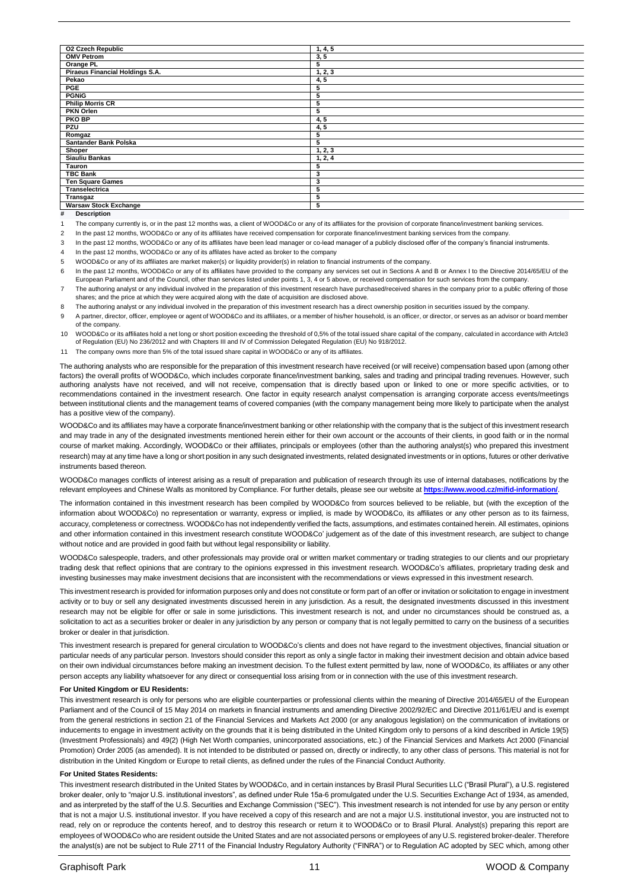| Company | Disclosures |
| --- | --- |
| O2 Czech Republic | 1, 4, 5 |
| OMV Petrom | 3, 5 |
| Orange PL | 5 |
| Piraeus Financial Holdings S.A. | 1, 2, 3 |
| Pekao | 4, 5 |
| PGE | 5 |
| PGNiG | 5 |
| Philip Morris CR | 5 |
| PKN Orlen | 5 |
| PKO BP | 4, 5 |
| PZU | 4, 5 |
| Romgaz | 5 |
| Santander Bank Polska | 5 |
| Shoper | 1, 2, 3 |
| Siauliu Bankas | 1, 2, 4 |
| Tauron | 5 |
| TBC Bank | 3 |
| Ten Square Games | 3 |
| Transelectrica | 5 |
| Transgaz | 5 |
| Warsaw Stock Exchange | 5 |

| # | Description |
| --- | --- |
| 1 | The company currently is, or in the past 12 months was, a client of WOOD&Co or any of its affiliates for the provision of corporate finance/investment banking services. |
| 2 | In the past 12 months, WOOD&Co or any of its affiliates have received compensation for corporate finance/investment banking services from the company. |
| 3 | In the past 12 months, WOOD&Co or any of its affiliates have been lead manager or co-lead manager of a publicly disclosed offer of the company's financial instruments. |
| 4 | In the past 12 months, WOOD&Co or any of its affiliates have acted as broker to the company |
| 5 | WOOD&Co or any of its affiliates are market maker(s) or liquidity provider(s) in relation to financial instruments of the company. |
| 6 | In the past 12 months, WOOD&Co or any of its affiliates have provided to the company any services set out in Sections A and B or Annex I to the Directive 2014/65/EU of the European Parliament and of the Council, other than services listed under points 1, 3, 4 or 5 above, or received compensation for such services from the company. |
| 7 | The authoring analyst or any individual involved in the preparation of this investment research have purchased/received shares in the company prior to a public offering of those shares; and the price at which they were acquired along with the date of acquisition are disclosed above. |
| 8 | The authoring analyst or any individual involved in the preparation of this investment research has a direct ownership position in securities issued by the company. |
| 9 | A partner, director, officer, employee or agent of WOOD&Co and its affiliates, or a member of his/her household, is an officer, or director, or serves as an advisor or board member of the company. |
| 10 | WOOD&Co or its affiliates hold a net long or short position exceeding the threshold of 0,5% of the total issued share capital of the company, calculated in accordance with Artcle3 of Regulation (EU) No 236/2012 and with Chapters III and IV of Commission Delegated Regulation (EU) No 918/2012. |
| 11 | The company owns more than 5% of the total issued share capital in WOOD&Co or any of its affiliates. |

The authoring analysts who are responsible for the preparation of this investment research have received (or will receive) compensation based upon (among other factors) the overall profits of WOOD&Co, which includes corporate finance/investment banking, sales and trading and principal trading revenues. However, such authoring analysts have not received, and will not receive, compensation that is directly based upon or linked to one or more specific activities, or to recommendations contained in the investment research. One factor in equity research analyst compensation is arranging corporate access events/meetings between institutional clients and the management teams of covered companies (with the company management being more likely to participate when the analyst has a positive view of the company).

WOOD&Co and its affiliates may have a corporate finance/investment banking or other relationship with the company that is the subject of this investment research and may trade in any of the designated investments mentioned herein either for their own account or the accounts of their clients, in good faith or in the normal course of market making. Accordingly, WOOD&Co or their affiliates, principals or employees (other than the authoring analyst(s) who prepared this investment research) may at any time have a long or short position in any such designated investments, related designated investments or in options, futures or other derivative instruments based thereon.

WOOD&Co manages conflicts of interest arising as a result of preparation and publication of research through its use of internal databases, notifications by the relevant employees and Chinese Walls as monitored by Compliance. For further details, please see our website at **https://www.wood.cz/mifid-information/**.

The information contained in this investment research has been compiled by WOOD&Co from sources believed to be reliable, but (with the exception of the information about WOOD&Co) no representation or warranty, express or implied, is made by WOOD&Co, its affiliates or any other person as to its fairness, accuracy, completeness or correctness. WOOD&Co has not independently verified the facts, assumptions, and estimates contained herein. All estimates, opinions and other information contained in this investment research constitute WOOD&Co' judgement as of the date of this investment research, are subject to change without notice and are provided in good faith but without legal responsibility or liability.

WOOD&Co salespeople, traders, and other professionals may provide oral or written market commentary or trading strategies to our clients and our proprietary trading desk that reflect opinions that are contrary to the opinions expressed in this investment research. WOOD&Co's affiliates, proprietary trading desk and investing businesses may make investment decisions that are inconsistent with the recommendations or views expressed in this investment research.

This investment research is provided for information purposes only and does not constitute or form part of an offer or invitation or solicitation to engage in investment activity or to buy or sell any designated investments discussed herein in any jurisdiction. As a result, the designated investments discussed in this investment research may not be eligible for offer or sale in some jurisdictions. This investment research is not, and under no circumstances should be construed as, a solicitation to act as a securities broker or dealer in any jurisdiction by any person or company that is not legally permitted to carry on the business of a securities broker or dealer in that jurisdiction.

This investment research is prepared for general circulation to WOOD&Co's clients and does not have regard to the investment objectives, financial situation or particular needs of any particular person. Investors should consider this report as only a single factor in making their investment decision and obtain advice based on their own individual circumstances before making an investment decision. To the fullest extent permitted by law, none of WOOD&Co, its affiliates or any other person accepts any liability whatsoever for any direct or consequential loss arising from or in connection with the use of this investment research.

**For United Kingdom or EU Residents:**

This investment research is only for persons who are eligible counterparties or professional clients within the meaning of Directive 2014/65/EU of the European Parliament and of the Council of 15 May 2014 on markets in financial instruments and amending Directive 2002/92/EC and Directive 2011/61/EU and is exempt from the general restrictions in section 21 of the Financial Services and Markets Act 2000 (or any analogous legislation) on the communication of invitations or inducements to engage in investment activity on the grounds that it is being distributed in the United Kingdom only to persons of a kind described in Article 19(5) (Investment Professionals) and 49(2) (High Net Worth companies, unincorporated associations, etc.) of the Financial Services and Markets Act 2000 (Financial Promotion) Order 2005 (as amended). It is not intended to be distributed or passed on, directly or indirectly, to any other class of persons. This material is not for distribution in the United Kingdom or Europe to retail clients, as defined under the rules of the Financial Conduct Authority.

**For United States Residents:**

This investment research distributed in the United States by WOOD&Co, and in certain instances by Brasil Plural Securities LLC ("Brasil Plural"), a U.S. registered broker dealer, only to "major U.S. institutional investors", as defined under Rule 15a-6 promulgated under the U.S. Securities Exchange Act of 1934, as amended, and as interpreted by the staff of the U.S. Securities and Exchange Commission ("SEC"). This investment research is not intended for use by any person or entity that is not a major U.S. institutional investor. If you have received a copy of this research and are not a major U.S. institutional investor, you are instructed not to read, rely on or reproduce the contents hereof, and to destroy this research or return it to WOOD&Co or to Brasil Plural. Analyst(s) preparing this report are employees of WOOD&Co who are resident outside the United States and are not associated persons or employees of any U.S. registered broker-dealer. Therefore the analyst(s) are not be subject to Rule 2711 of the Financial Industry Regulatory Authority ("FINRA") or to Regulation AC adopted by SEC which, among other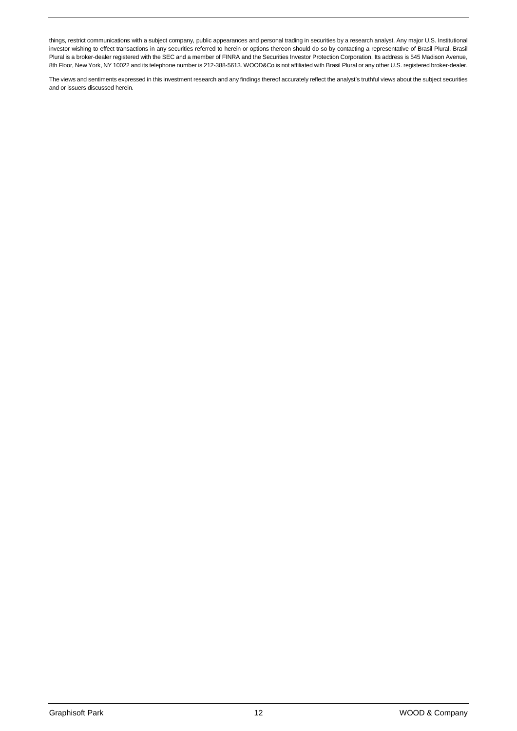things, restrict communications with a subject company, public appearances and personal trading in securities by a research analyst. Any major U.S. Institutional investor wishing to effect transactions in any securities referred to herein or options thereon should do so by contacting a representative of Brasil Plural. Brasil Plural is a broker-dealer registered with the SEC and a member of FINRA and the Securities Investor Protection Corporation. Its address is 545 Madison Avenue, 8th Floor, New York, NY 10022 and its telephone number is 212-388-5613. WOOD&Co is not affiliated with Brasil Plural or any other U.S. registered broker-dealer.

The views and sentiments expressed in this investment research and any findings thereof accurately reflect the analyst's truthful views about the subject securities and or issuers discussed herein.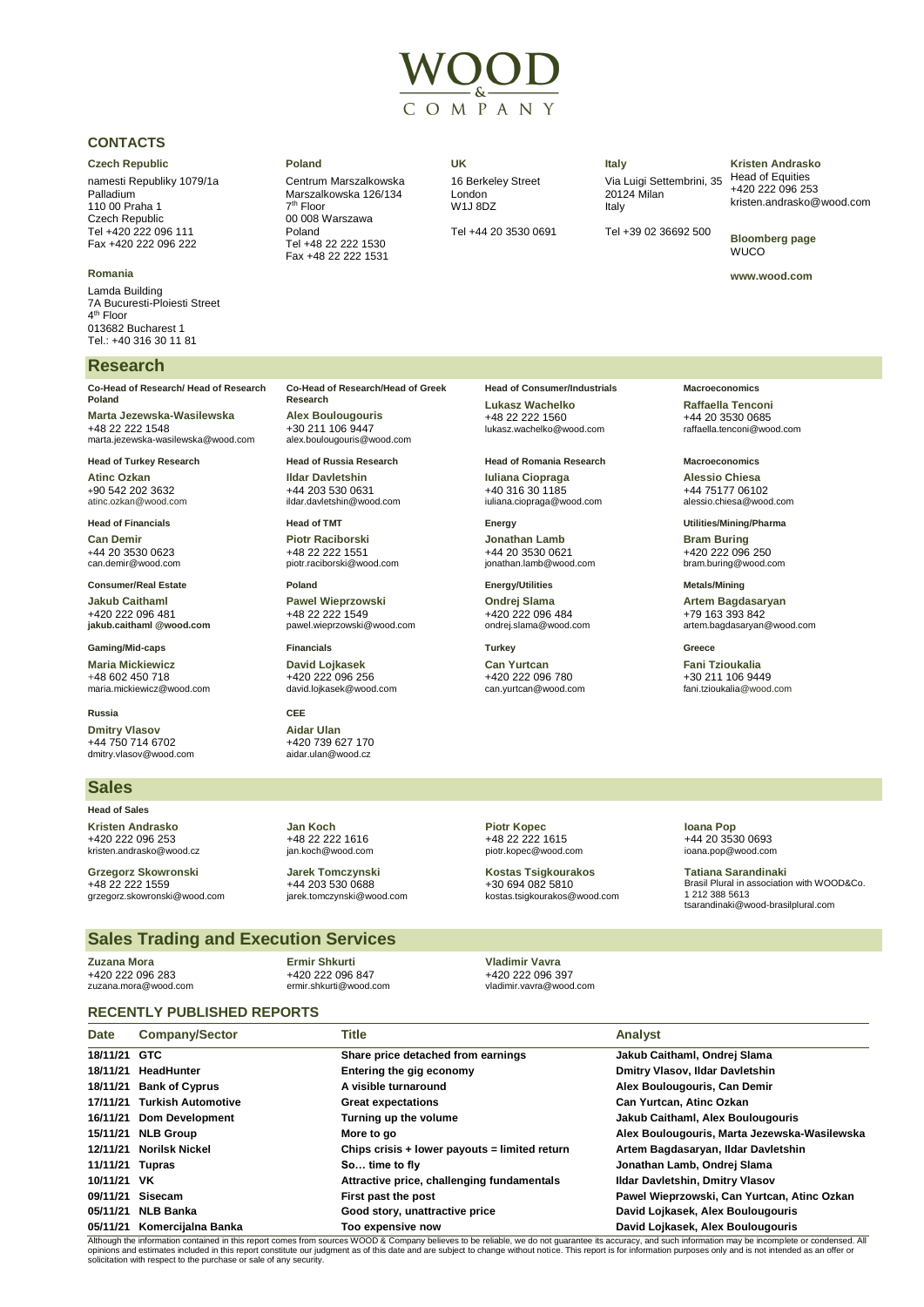WOOD & COMPANY

## CONTACTS

**Czech Republic**
namesti Republiky 1079/1a
Palladium
110 00 Praha 1
Czech Republic
Tel +420 222 096 111
Fax +420 222 096 222

**Poland**
Centrum Marszalkowska
Marszalkowska 126/134
7th Floor
00 008 Warszawa
Poland
Tel +48 22 222 1530
Fax +48 22 222 1531

**UK**
16 Berkeley Street
London
W1J 8DZ

Tel +44 20 3530 0691

**Italy**
Via Luigi Settembrini, 35
20124 Milan
Italy

Tel +39 02 36692 500

**Kristen Andrasko**
Head of Equities
+420 222 096 253
kristen.andrasko@wood.com

**Bloomberg page**
WUCO

**www.wood.com**

**Romania**
Lamda Building
7A Bucuresti-Ploiesti Street
4th Floor
013682 Bucharest 1
Tel.: +40 316 30 11 81

## Research

**Co-Head of Research/ Head of Research Poland**
**Marta Jezewska-Wasilewska**
+48 22 222 1548
marta.jezewska-wasilewska@wood.com

**Co-Head of Research/Head of Greek Research**
**Alex Boulougouris**
+30 211 106 9447
alex.boulougouris@wood.com

**Head of Consumer/Industrials**
**Lukasz Wachelko**
+48 22 222 1560
lukasz.wachelko@wood.com

**Macroeconomics**
**Raffaella Tenconi**
+44 20 3530 0685
raffaella.tenconi@wood.com

**Head of Turkey Research**
**Atinc Ozkan**
+90 542 202 3632
atinc.ozkan@wood.com

**Head of Russia Research**
**Ildar Davletshin**
+44 203 530 0631
ildar.davletshin@wood.com

**Head of Romania Research**
**Iuliana Ciopraga**
+40 316 30 1185
iuliana.ciopraga@wood.com

**Macroeconomics**
**Alessio Chiesa**
+44 75177 06102
alessio.chiesa@wood.com

**Head of Financials**
**Can Demir**
+44 20 3530 0623
can.demir@wood.com

**Head of TMT**
**Piotr Raciborski**
+48 22 222 1551
piotr.raciborski@wood.com

**Energy**
**Jonathan Lamb**
+44 20 3530 0621
jonathan.lamb@wood.com

**Utilities/Mining/Pharma**
**Bram Buring**
+420 222 096 250
bram.buring@wood.com

**Consumer/Real Estate**
**Jakub Caithaml**
+420 222 096 481
**jakub.caithaml @wood.com**

**Poland**
**Pawel Wieprzowski**
+48 22 222 1549
pawel.wieprzowski@wood.com

**Energy/Utilities**
**Ondrej Slama**
+420 222 096 484
ondrej.slama@wood.com

**Metals/Mining**
**Artem Bagdasaryan**
+79 163 393 842
artem.bagdasaryan@wood.com

**Gaming/Mid-caps**
**Maria Mickiewicz**
+48 602 450 718
maria.mickiewicz@wood.com

**Financials**
**David Lojkasek**
+420 222 096 256
david.lojkasek@wood.com

**Turkey**
**Can Yurtcan**
+420 222 096 780
can.yurtcan@wood.com

**Greece**
**Fani Tzioukalia**
+30 211 106 9449
fani.tzioukalia@wood.com

**Russia**
**Dmitry Vlasov**
+44 750 714 6702
dmitry.vlasov@wood.com

**CEE**
**Aidar Ulan**
+420 739 627 170
aidar.ulan@wood.cz

## Sales

**Head of Sales**
**Kristen Andrasko**
+420 222 096 253
kristen.andrasko@wood.cz

**Jan Koch**
+48 22 222 1616
jan.koch@wood.com

**Piotr Kopec**
+48 22 222 1615
piotr.kopec@wood.com

**Ioana Pop**
+44 20 3530 0693
ioana.pop@wood.com

**Grzegorz Skowronski**
+48 22 222 1559
grzegorz.skowronski@wood.com

**Jarek Tomczynski**
+44 203 530 0688
jarek.tomczynski@wood.com

**Kostas Tsigkourakos**
+30 694 082 5810
kostas.tsigkourakos@wood.com

**Tatiana Sarandinaki**
Brasil Plural in association with WOOD&Co.
1 212 388 5613
tsarandinaki@wood-brasilplural.com

## Sales Trading and Execution Services

**Zuzana Mora**
+420 222 096 283
zuzana.mora@wood.com

**Ermir Shkurti**
+420 222 096 847
ermir.shkurti@wood.com

**Vladimir Vavra**
+420 222 096 397
vladimir.vavra@wood.com

## RECENTLY PUBLISHED REPORTS

| Date | Company/Sector | Title | Analyst |
|---|---|---|---|
| 18/11/21 | GTC | Share price detached from earnings | Jakub Caithaml, Ondrej Slama |
| 18/11/21 | HeadHunter | Entering the gig economy | Dmitry Vlasov, Ildar Davletshin |
| 18/11/21 | Bank of Cyprus | A visible turnaround | Alex Boulougouris, Can Demir |
| 17/11/21 | Turkish Automotive | Great expectations | Can Yurtcan, Atinc Ozkan |
| 16/11/21 | Dom Development | Turning up the volume | Jakub Caithaml, Alex Boulougouris |
| 15/11/21 | NLB Group | More to go | Alex Boulougouris, Marta Jezewska-Wasilewska |
| 12/11/21 | Norilsk Nickel | Chips crisis + lower payouts = limited return | Artem Bagdasaryan, Ildar Davletshin |
| 11/11/21 | Tupras | So… time to fly | Jonathan Lamb, Ondrej Slama |
| 10/11/21 | VK | Attractive price, challenging fundamentals | Ildar Davletshin, Dmitry Vlasov |
| 09/11/21 | Sisecam | First past the post | Pawel Wieprzowski, Can Yurtcan, Atinc Ozkan |
| 05/11/21 | NLB Banka | Good story, unattractive price | David Lojkasek, Alex Boulougouris |
| 05/11/21 | Komercijalna Banka | Too expensive now | David Lojkasek, Alex Boulougouris |

Although the information contained in this report comes from sources WOOD & Company believes to be reliable, we do not guarantee its accuracy, and such information may be incomplete or condensed. All opinions and estimates included in this report constitute our judgment as of this date and are subject to change without notice. This report is for information purposes only and is not intended as an offer or solicitation with respect to the purchase or sale of any security.